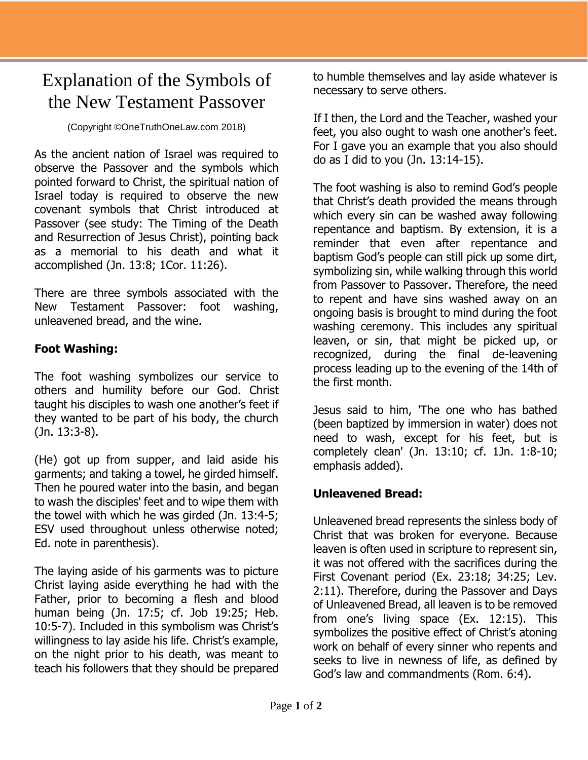# Explanation of the Symbols of the New Testament Passover

(Copyright ©OneTruthOneLaw.com 2018)

As the ancient nation of Israel was required to observe the Passover and the symbols which pointed forward to Christ, the spiritual nation of Israel today is required to observe the new covenant symbols that Christ introduced at Passover (see study: The Timing of the Death and Resurrection of Jesus Christ), pointing back as a memorial to his death and what it accomplished (Jn. 13:8; 1Cor. 11:26).

There are three symbols associated with the New Testament Passover: foot washing, unleavened bread, and the wine.

**Foot Washing:**

The foot washing symbolizes our service to others and humility before our God. Christ taught his disciples to wash one another's feet if they wanted to be part of his body, the church (Jn. 13:3-8).

(He) got up from supper, and laid aside his garments; and taking a towel, he girded himself. Then he poured water into the basin, and began to wash the disciples' feet and to wipe them with the towel with which he was girded (Jn. 13:4-5; ESV used throughout unless otherwise noted; Ed. note in parenthesis).

The laying aside of his garments was to picture Christ laying aside everything he had with the Father, prior to becoming a flesh and blood human being (Jn. 17:5; cf. Job 19:25; Heb. 10:5-7). Included in this symbolism was Christ's willingness to lay aside his life. Christ's example, on the night prior to his death, was meant to teach his followers that they should be prepared to humble themselves and lay aside whatever is necessary to serve others.

If I then, the Lord and the Teacher, washed your feet, you also ought to wash one another's feet. For I gave you an example that you also should do as I did to you (Jn. 13:14-15).

The foot washing is also to remind God's people that Christ's death provided the means through which every sin can be washed away following repentance and baptism. By extension, it is a reminder that even after repentance and baptism God's people can still pick up some dirt, symbolizing sin, while walking through this world from Passover to Passover. Therefore, the need to repent and have sins washed away on an ongoing basis is brought to mind during the foot washing ceremony. This includes any spiritual leaven, or sin, that might be picked up, or recognized, during the final de-leavening process leading up to the evening of the 14th of the first month.

Jesus said to him, 'The one who has bathed (been baptized by immersion in water) does not need to wash, except for his feet, but is completely clean' (Jn. 13:10; cf. 1Jn. 1:8-10; emphasis added).

**Unleavened Bread:**

Unleavened bread represents the sinless body of Christ that was broken for everyone. Because leaven is often used in scripture to represent sin, it was not offered with the sacrifices during the First Covenant period (Ex. 23:18; 34:25; Lev. 2:11). Therefore, during the Passover and Days of Unleavened Bread, all leaven is to be removed from one's living space (Ex. 12:15). This symbolizes the positive effect of Christ's atoning work on behalf of every sinner who repents and seeks to live in newness of life, as defined by God's law and commandments (Rom. 6:4).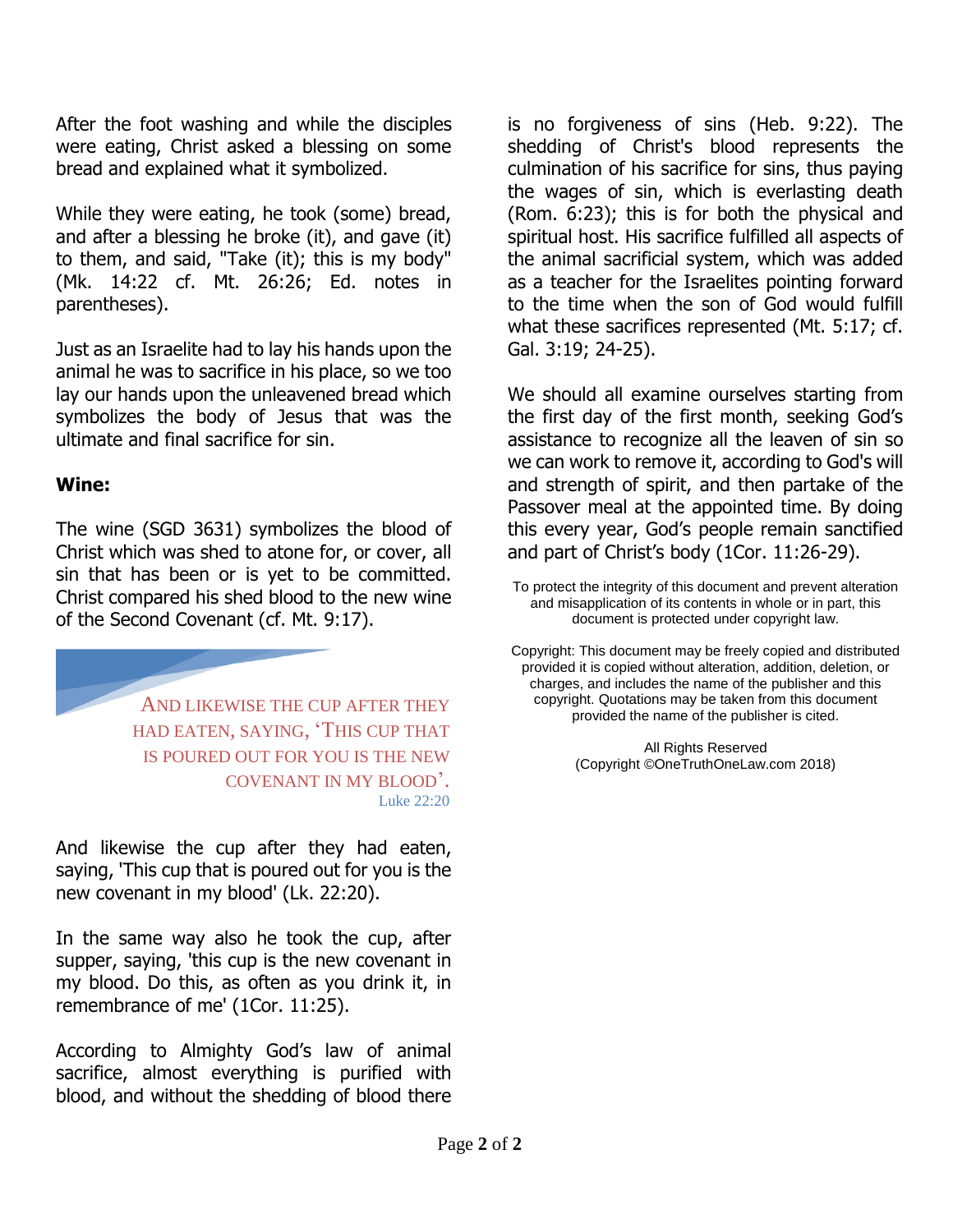After the foot washing and while the disciples were eating, Christ asked a blessing on some bread and explained what it symbolized.

While they were eating, he took (some) bread, and after a blessing he broke (it), and gave (it) to them, and said, "Take (it); this is my body" (Mk. 14:22 cf. Mt. 26:26; Ed. notes in parentheses).

Just as an Israelite had to lay his hands upon the animal he was to sacrifice in his place, so we too lay our hands upon the unleavened bread which symbolizes the body of Jesus that was the ultimate and final sacrifice for sin.

**Wine:**

The wine (SGD 3631) symbolizes the blood of Christ which was shed to atone for, or cover, all sin that has been or is yet to be committed. Christ compared his shed blood to the new wine of the Second Covenant (cf. Mt. 9:17).

> AND LIKEWISE THE CUP AFTER THEY HAD EATEN, SAYING, 'THIS CUP THAT IS POURED OUT FOR YOU IS THE NEW COVENANT IN MY BLOOD'.
> Luke 22:20

And likewise the cup after they had eaten, saying, 'This cup that is poured out for you is the new covenant in my blood' (Lk. 22:20).

In the same way also he took the cup, after supper, saying, 'this cup is the new covenant in my blood. Do this, as often as you drink it, in remembrance of me' (1Cor. 11:25).

According to Almighty God's law of animal sacrifice, almost everything is purified with blood, and without the shedding of blood there is no forgiveness of sins (Heb. 9:22). The shedding of Christ's blood represents the culmination of his sacrifice for sins, thus paying the wages of sin, which is everlasting death (Rom. 6:23); this is for both the physical and spiritual host. His sacrifice fulfilled all aspects of the animal sacrificial system, which was added as a teacher for the Israelites pointing forward to the time when the son of God would fulfill what these sacrifices represented (Mt. 5:17; cf. Gal. 3:19; 24-25).

We should all examine ourselves starting from the first day of the first month, seeking God's assistance to recognize all the leaven of sin so we can work to remove it, according to God's will and strength of spirit, and then partake of the Passover meal at the appointed time. By doing this every year, God's people remain sanctified and part of Christ's body (1Cor. 11:26-29).

To protect the integrity of this document and prevent alteration and misapplication of its contents in whole or in part, this document is protected under copyright law.

Copyright: This document may be freely copied and distributed provided it is copied without alteration, addition, deletion, or charges, and includes the name of the publisher and this copyright. Quotations may be taken from this document provided the name of the publisher is cited.

All Rights Reserved
(Copyright ©OneTruthOneLaw.com 2018)